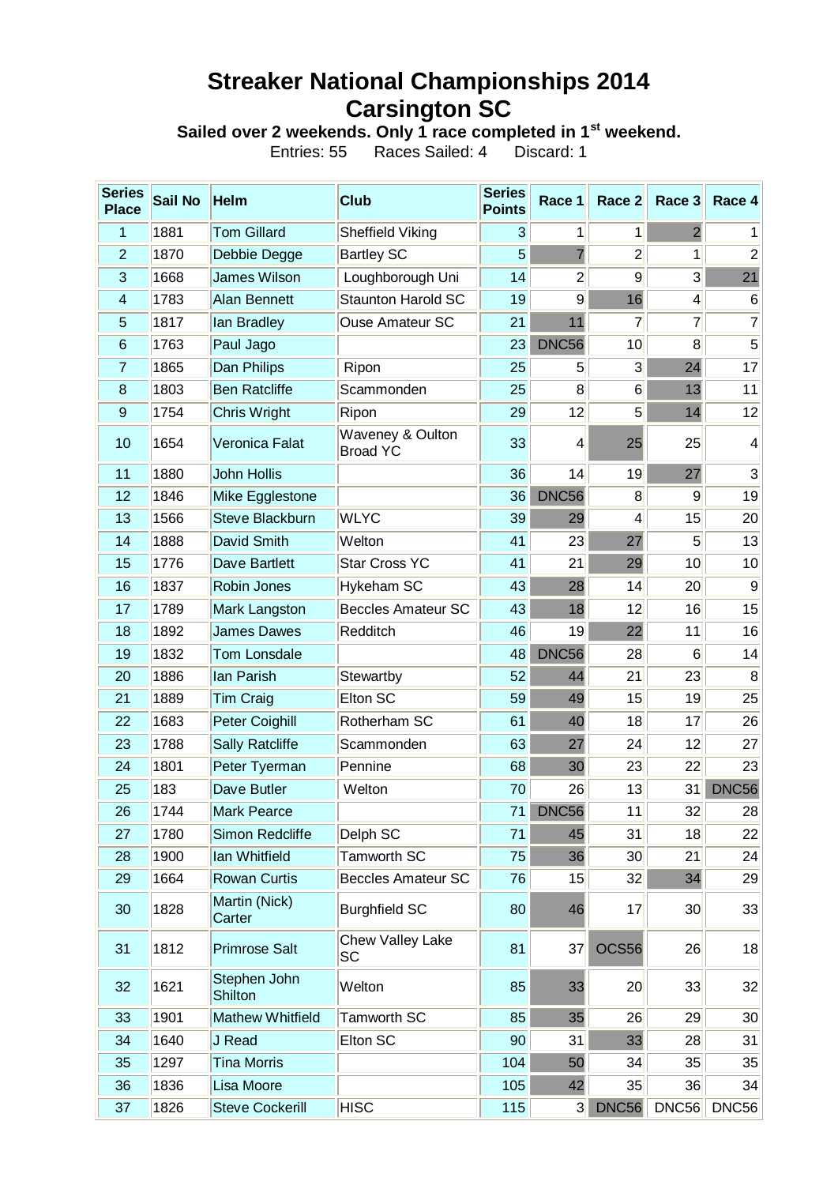# Streaker National Championships 2014
# Carsington SC

**Sailed over 2 weekends. Only 1 race completed in 1st weekend.**

Entries: 55 Races Sailed: 4 Discard: 1

| Series Place | Sail No | Helm | Club | Series Points | Race 1 | Race 2 | Race 3 | Race 4 |
|---|---|---|---|---|---|---|---|---|
| 1 | 1881 | Tom Gillard | Sheffield Viking | 3 | 1 | 1 | 2 | 1 |
| 2 | 1870 | Debbie Degge | Bartley SC | 5 | 7 | 2 | 1 | 2 |
| 3 | 1668 | James Wilson | Loughborough Uni | 14 | 2 | 9 | 3 | 21 |
| 4 | 1783 | Alan Bennett | Staunton Harold SC | 19 | 9 | 16 | 4 | 6 |
| 5 | 1817 | Ian Bradley | Ouse Amateur SC | 21 | 11 | 7 | 7 | 7 |
| 6 | 1763 | Paul Jago | | 23 | DNC56 | 10 | 8 | 5 |
| 7 | 1865 | Dan Philips | Ripon | 25 | 5 | 3 | 24 | 17 |
| 8 | 1803 | Ben Ratcliffe | Scammonden | 25 | 8 | 6 | 13 | 11 |
| 9 | 1754 | Chris Wright | Ripon | 29 | 12 | 5 | 14 | 12 |
| 10 | 1654 | Veronica Falat | Waveney & Oulton Broad YC | 33 | 4 | 25 | 25 | 4 |
| 11 | 1880 | John Hollis | | 36 | 14 | 19 | 27 | 3 |
| 12 | 1846 | Mike Egglestone | | 36 | DNC56 | 8 | 9 | 19 |
| 13 | 1566 | Steve Blackburn | WLYC | 39 | 29 | 4 | 15 | 20 |
| 14 | 1888 | David Smith | Welton | 41 | 23 | 27 | 5 | 13 |
| 15 | 1776 | Dave Bartlett | Star Cross YC | 41 | 21 | 29 | 10 | 10 |
| 16 | 1837 | Robin Jones | Hykeham SC | 43 | 28 | 14 | 20 | 9 |
| 17 | 1789 | Mark Langston | Beccles Amateur SC | 43 | 18 | 12 | 16 | 15 |
| 18 | 1892 | James Dawes | Redditch | 46 | 19 | 22 | 11 | 16 |
| 19 | 1832 | Tom Lonsdale | | 48 | DNC56 | 28 | 6 | 14 |
| 20 | 1886 | Ian Parish | Stewartby | 52 | 44 | 21 | 23 | 8 |
| 21 | 1889 | Tim Craig | Elton SC | 59 | 49 | 15 | 19 | 25 |
| 22 | 1683 | Peter Coighill | Rotherham SC | 61 | 40 | 18 | 17 | 26 |
| 23 | 1788 | Sally Ratcliffe | Scammonden | 63 | 27 | 24 | 12 | 27 |
| 24 | 1801 | Peter Tyerman | Pennine | 68 | 30 | 23 | 22 | 23 |
| 25 | 183 | Dave Butler | Welton | 70 | 26 | 13 | 31 | DNC56 |
| 26 | 1744 | Mark Pearce | | 71 | DNC56 | 11 | 32 | 28 |
| 27 | 1780 | Simon Redcliffe | Delph SC | 71 | 45 | 31 | 18 | 22 |
| 28 | 1900 | Ian Whitfield | Tamworth SC | 75 | 36 | 30 | 21 | 24 |
| 29 | 1664 | Rowan Curtis | Beccles Amateur SC | 76 | 15 | 32 | 34 | 29 |
| 30 | 1828 | Martin (Nick) Carter | Burghfield SC | 80 | 46 | 17 | 30 | 33 |
| 31 | 1812 | Primrose Salt | Chew Valley Lake SC | 81 | 37 | OCS56 | 26 | 18 |
| 32 | 1621 | Stephen John Shilton | Welton | 85 | 33 | 20 | 33 | 32 |
| 33 | 1901 | Mathew Whitfield | Tamworth SC | 85 | 35 | 26 | 29 | 30 |
| 34 | 1640 | J Read | Elton SC | 90 | 31 | 33 | 28 | 31 |
| 35 | 1297 | Tina Morris | | 104 | 50 | 34 | 35 | 35 |
| 36 | 1836 | Lisa Moore | | 105 | 42 | 35 | 36 | 34 |
| 37 | 1826 | Steve Cockerill | HISC | 115 | 3 | DNC56 | DNC56 | DNC56 |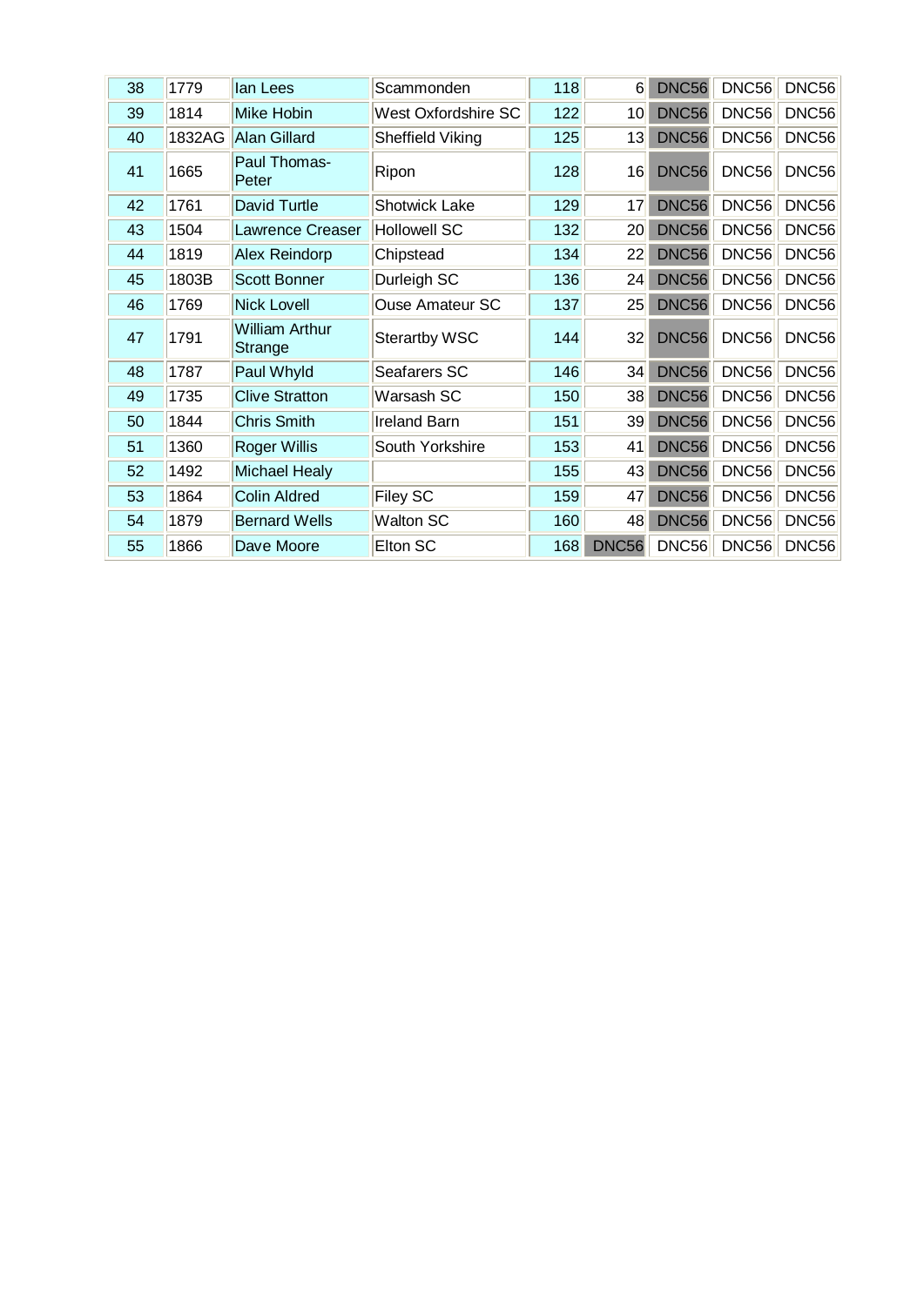| | | | | | | | | |
|---|---|---|---|---|---|---|---|---|
| 38 | 1779 | Ian Lees | Scammonden | 118 | 6 | DNC56 | DNC56 | DNC56 |
| 39 | 1814 | Mike Hobin | West Oxfordshire SC | 122 | 10 | DNC56 | DNC56 | DNC56 |
| 40 | 1832AG | Alan Gillard | Sheffield Viking | 125 | 13 | DNC56 | DNC56 | DNC56 |
| 41 | 1665 | Paul Thomas-Peter | Ripon | 128 | 16 | DNC56 | DNC56 | DNC56 |
| 42 | 1761 | David Turtle | Shotwick Lake | 129 | 17 | DNC56 | DNC56 | DNC56 |
| 43 | 1504 | Lawrence Creaser | Hollowell SC | 132 | 20 | DNC56 | DNC56 | DNC56 |
| 44 | 1819 | Alex Reindorp | Chipstead | 134 | 22 | DNC56 | DNC56 | DNC56 |
| 45 | 1803B | Scott Bonner | Durleigh SC | 136 | 24 | DNC56 | DNC56 | DNC56 |
| 46 | 1769 | Nick Lovell | Ouse Amateur SC | 137 | 25 | DNC56 | DNC56 | DNC56 |
| 47 | 1791 | William Arthur Strange | Sterartby WSC | 144 | 32 | DNC56 | DNC56 | DNC56 |
| 48 | 1787 | Paul Whyld | Seafarers SC | 146 | 34 | DNC56 | DNC56 | DNC56 |
| 49 | 1735 | Clive Stratton | Warsash SC | 150 | 38 | DNC56 | DNC56 | DNC56 |
| 50 | 1844 | Chris Smith | Ireland Barn | 151 | 39 | DNC56 | DNC56 | DNC56 |
| 51 | 1360 | Roger Willis | South Yorkshire | 153 | 41 | DNC56 | DNC56 | DNC56 |
| 52 | 1492 | Michael Healy | | 155 | 43 | DNC56 | DNC56 | DNC56 |
| 53 | 1864 | Colin Aldred | Filey SC | 159 | 47 | DNC56 | DNC56 | DNC56 |
| 54 | 1879 | Bernard Wells | Walton SC | 160 | 48 | DNC56 | DNC56 | DNC56 |
| 55 | 1866 | Dave Moore | Elton SC | 168 | DNC56 | DNC56 | DNC56 | DNC56 |